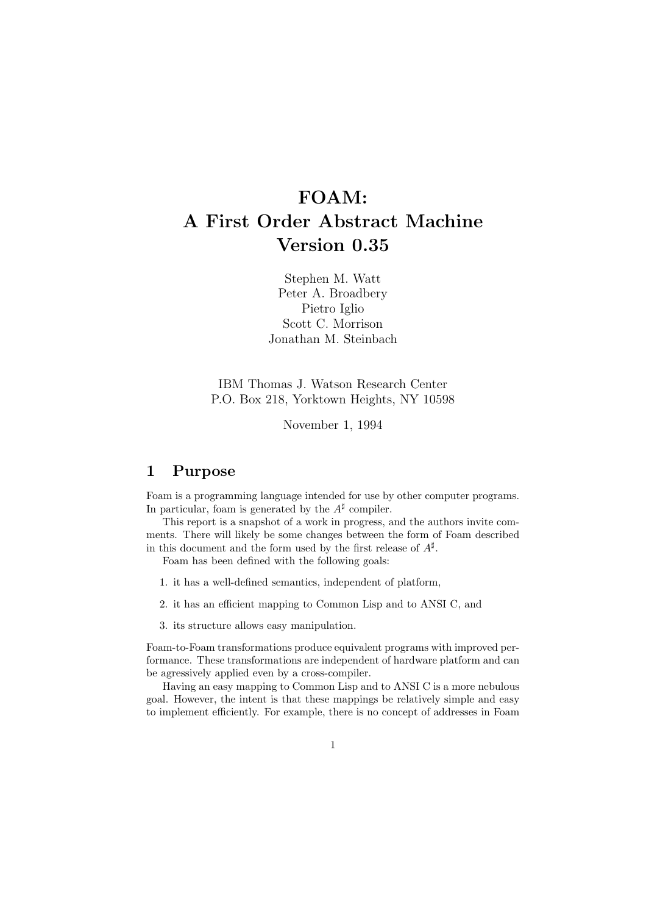# FOAM:
# A First Order Abstract Machine
# Version 0.35

Stephen M. Watt
Peter A. Broadbery
Pietro Iglio
Scott C. Morrison
Jonathan M. Steinbach

IBM Thomas J. Watson Research Center
P.O. Box 218, Yorktown Heights, NY 10598

November 1, 1994

## 1 Purpose

Foam is a programming language intended for use by other computer programs. In particular, foam is generated by the $A^\sharp$ compiler.

This report is a snapshot of a work in progress, and the authors invite comments. There will likely be some changes between the form of Foam described in this document and the form used by the first release of $A^\sharp$.

Foam has been defined with the following goals:

1. it has a well-defined semantics, independent of platform,
2. it has an efficient mapping to Common Lisp and to ANSI C, and
3. its structure allows easy manipulation.

Foam-to-Foam transformations produce equivalent programs with improved performance. These transformations are independent of hardware platform and can be agressively applied even by a cross-compiler.

Having an easy mapping to Common Lisp and to ANSI C is a more nebulous goal. However, the intent is that these mappings be relatively simple and easy to implement efficiently. For example, there is no concept of addresses in Foam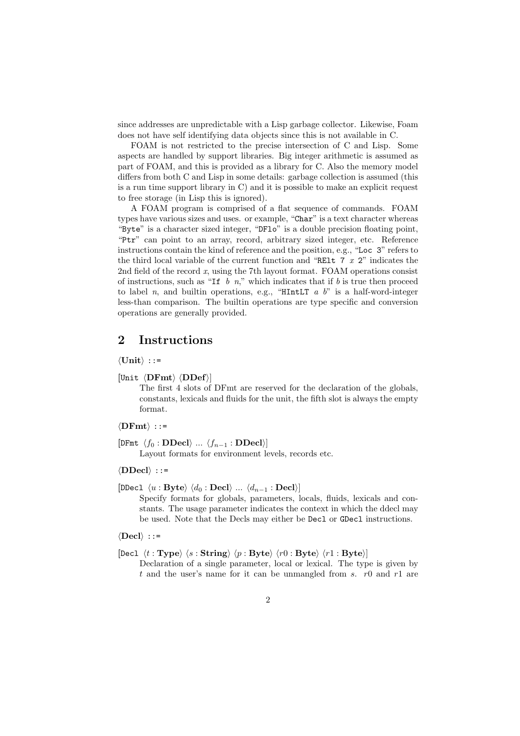since addresses are unpredictable with a Lisp garbage collector. Likewise, Foam does not have self identifying data objects since this is not available in C.

FOAM is not restricted to the precise intersection of C and Lisp. Some aspects are handled by support libraries. Big integer arithmetic is assumed as part of FOAM, and this is provided as a library for C. Also the memory model differs from both C and Lisp in some details: garbage collection is assumed (this is a run time support library in C) and it is possible to make an explicit request to free storage (in Lisp this is ignored).

A FOAM program is comprised of a flat sequence of commands. FOAM types have various sizes and uses. or example, "`Char`" is a text character whereas "`Byte`" is a character sized integer, "`DFlo`" is a double precision floating point, "`Ptr`" can point to an array, record, arbitrary sized integer, etc. Reference instructions contain the kind of reference and the position, e.g., "`Loc 3`" refers to the third local variable of the current function and "`RElt 7` $x$ `2`" indicates the 2nd field of the record $x$, using the 7th layout format. FOAM operations consist of instructions, such as "`If` $b$ $n$," which indicates that if $b$ is true then proceed to label $n$, and builtin operations, e.g., "`HIntLT` $a$ $b$" is a half-word-integer less-than comparison. The builtin operations are type specific and conversion operations are generally provided.

## 2 Instructions

$\langle$**Unit**$\rangle$ `::=`

[`Unit` $\langle$**DFmt**$\rangle$ $\langle$**DDef**$\rangle$]

The first 4 slots of DFmt are reserved for the declaration of the globals, constants, lexicals and fluids for the unit, the fifth slot is always the empty format.

$\langle$**DFmt**$\rangle$ `::=`

[`DFmt` $\langle f_0 : \textbf{DDecl}\rangle$ ... $\langle f_{n-1} : \textbf{DDecl}\rangle$]

Layout formats for environment levels, records etc.

$\langle$**DDecl**$\rangle$ `::=`

[`DDecl` $\langle u : \textbf{Byte}\rangle$ $\langle d_0 : \textbf{Decl}\rangle$ ... $\langle d_{n-1} : \textbf{Decl}\rangle$]

Specify formats for globals, parameters, locals, fluids, lexicals and constants. The usage parameter indicates the context in which the ddecl may be used. Note that the Decls may either be `Decl` or `GDecl` instructions.

$\langle$**Decl**$\rangle$ `::=`

[`Decl` $\langle t : \textbf{Type}\rangle$ $\langle s : \textbf{String}\rangle$ $\langle p : \textbf{Byte}\rangle$ $\langle r0 : \textbf{Byte}\rangle$ $\langle r1 : \textbf{Byte}\rangle$]

Declaration of a single parameter, local or lexical. The type is given by $t$ and the user's name for it can be unmangled from $s$. $r0$ and $r1$ are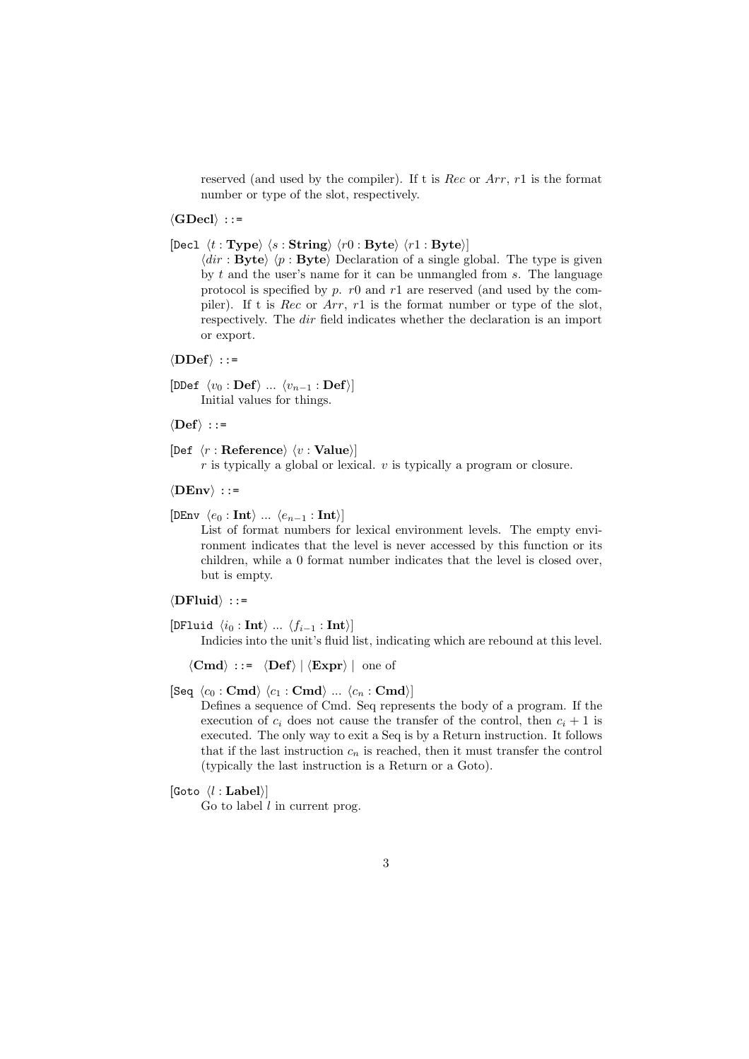reserved (and used by the compiler). If t is *Rec* or *Arr*, $r1$ is the format number or type of the slot, respectively.

$\langle$**GDecl**$\rangle$ `::=`

[`Decl` $\langle t : \mathbf{Type} \rangle$ $\langle s : \mathbf{String} \rangle$ $\langle r0 : \mathbf{Byte} \rangle$ $\langle r1 : \mathbf{Byte} \rangle$]
$\langle dir : \mathbf{Byte} \rangle$ $\langle p : \mathbf{Byte} \rangle$ Declaration of a single global. The type is given by $t$ and the user's name for it can be unmangled from $s$. The language protocol is specified by $p$. $r0$ and $r1$ are reserved (and used by the compiler). If t is *Rec* or *Arr*, $r1$ is the format number or type of the slot, respectively. The *dir* field indicates whether the declaration is an import or export.

$\langle$**DDef**$\rangle$ `::=`

[`DDef` $\langle v_0 : \mathbf{Def} \rangle$ ... $\langle v_{n-1} : \mathbf{Def} \rangle$]
Initial values for things.

$\langle$**Def**$\rangle$ `::=`

[`Def` $\langle r : \mathbf{Reference} \rangle$ $\langle v : \mathbf{Value} \rangle$]
$r$ is typically a global or lexical. $v$ is typically a program or closure.

$\langle$**DEnv**$\rangle$ `::=`

[`DEnv` $\langle e_0 : \mathbf{Int} \rangle$ ... $\langle e_{n-1} : \mathbf{Int} \rangle$]
List of format numbers for lexical environment levels. The empty environment indicates that the level is never accessed by this function or its children, while a 0 format number indicates that the level is closed over, but is empty.

$\langle$**DFluid**$\rangle$ `::=`

[`DFluid` $\langle i_0 : \mathbf{Int} \rangle$ ... $\langle f_{i-1} : \mathbf{Int} \rangle$]
Indicies into the unit's fluid list, indicating which are rebound at this level.

$\langle$**Cmd**$\rangle$ `::=` $\langle$**Def**$\rangle$ | $\langle$**Expr**$\rangle$ | one of

[`Seq` $\langle c_0 : \mathbf{Cmd} \rangle$ $\langle c_1 : \mathbf{Cmd} \rangle$ ... $\langle c_n : \mathbf{Cmd} \rangle$]
Defines a sequence of Cmd. Seq represents the body of a program. If the execution of $c_i$ does not cause the transfer of the control, then $c_i + 1$ is executed. The only way to exit a Seq is by a Return instruction. It follows that if the last instruction $c_n$ is reached, then it must transfer the control (typically the last instruction is a Return or a Goto).

[`Goto` $\langle l : \mathbf{Label} \rangle$]
Go to label $l$ in current prog.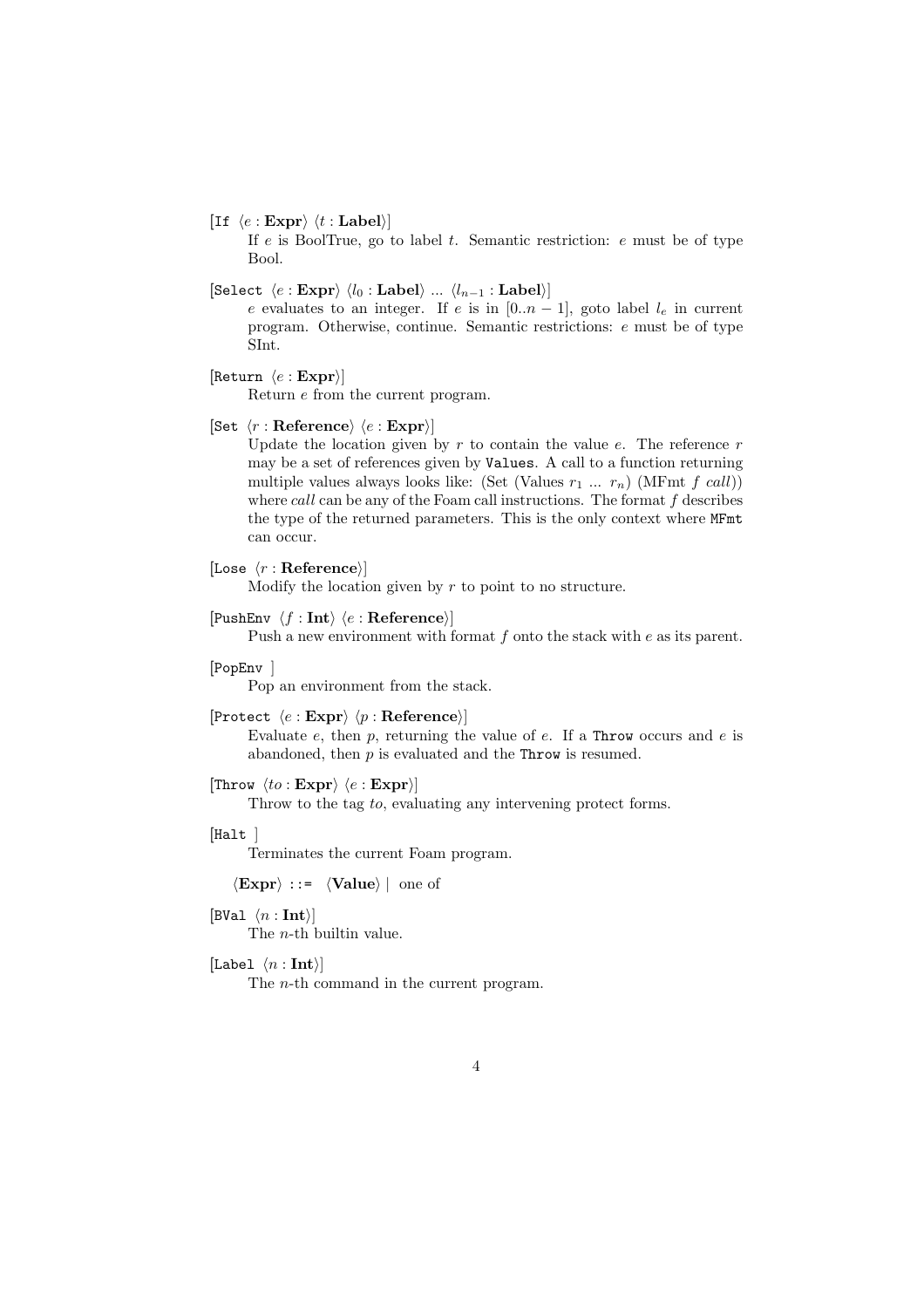[If ⟨$e$ : **Expr**⟩ ⟨$t$ : **Label**⟩]
: If $e$ is BoolTrue, go to label $t$. Semantic restriction: $e$ must be of type Bool.

[Select ⟨$e$ : **Expr**⟩ ⟨$l_0$ : **Label**⟩ ... ⟨$l_{n-1}$ : **Label**⟩]
: $e$ evaluates to an integer. If $e$ is in $[0..n-1]$, goto label $l_e$ in current program. Otherwise, continue. Semantic restrictions: $e$ must be of type SInt.

[Return ⟨$e$ : **Expr**⟩]
: Return $e$ from the current program.

[Set ⟨$r$ : **Reference**⟩ ⟨$e$ : **Expr**⟩]
: Update the location given by $r$ to contain the value $e$. The reference $r$ may be a set of references given by `Values`. A call to a function returning multiple values always looks like: (Set (Values $r_1$ ... $r_n$) (MFmt $f$ *call*)) where *call* can be any of the Foam call instructions. The format $f$ describes the type of the returned parameters. This is the only context where `MFmt` can occur.

[Lose ⟨$r$ : **Reference**⟩]
: Modify the location given by $r$ to point to no structure.

[PushEnv ⟨$f$ : **Int**⟩ ⟨$e$ : **Reference**⟩]
: Push a new environment with format $f$ onto the stack with $e$ as its parent.

[PopEnv ]
: Pop an environment from the stack.

[Protect ⟨$e$ : **Expr**⟩ ⟨$p$ : **Reference**⟩]
: Evaluate $e$, then $p$, returning the value of $e$. If a `Throw` occurs and $e$ is abandoned, then $p$ is evaluated and the `Throw` is resumed.

[Throw ⟨$to$ : **Expr**⟩ ⟨$e$ : **Expr**⟩]
: Throw to the tag $to$, evaluating any intervening protect forms.

[Halt ]
: Terminates the current Foam program.

⟨**Expr**⟩ ::= ⟨**Value**⟩ | one of

[BVal ⟨$n$ : **Int**⟩]
: The $n$-th builtin value.

[Label ⟨$n$ : **Int**⟩]
: The $n$-th command in the current program.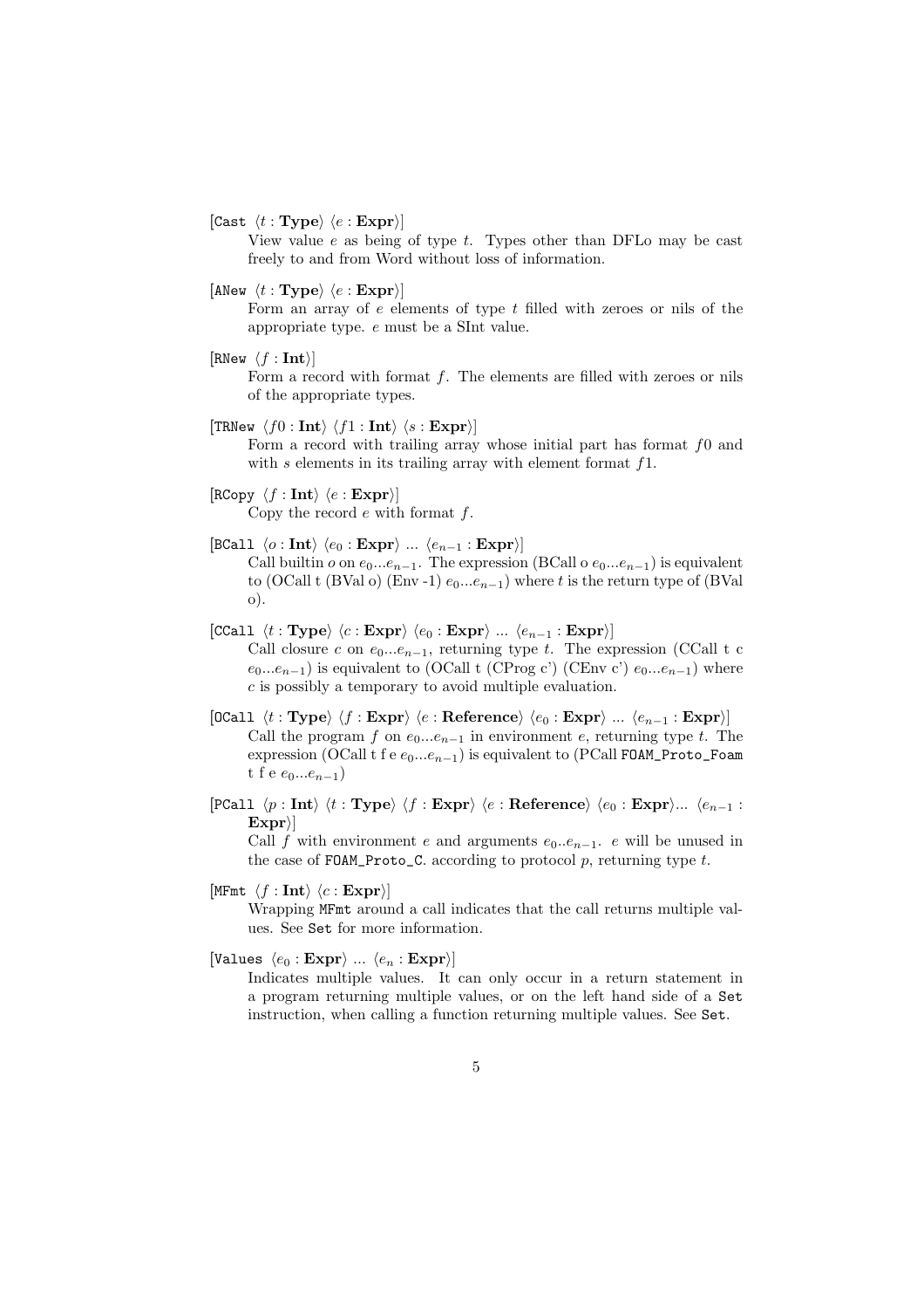[`Cast` $\langle t : \textbf{Type} \rangle$ $\langle e : \textbf{Expr} \rangle$]

View value $e$ as being of type $t$. Types other than DFLo may be cast freely to and from Word without loss of information.

[`ANew` $\langle t : \textbf{Type} \rangle$ $\langle e : \textbf{Expr} \rangle$]

Form an array of $e$ elements of type $t$ filled with zeroes or nils of the appropriate type. $e$ must be a SInt value.

[`RNew` $\langle f : \textbf{Int} \rangle$]

Form a record with format $f$. The elements are filled with zeroes or nils of the appropriate types.

[`TRNew` $\langle f0 : \textbf{Int} \rangle$ $\langle f1 : \textbf{Int} \rangle$ $\langle s : \textbf{Expr} \rangle$]

Form a record with trailing array whose initial part has format $f0$ and with $s$ elements in its trailing array with element format $f1$.

[`RCopy` $\langle f : \textbf{Int} \rangle$ $\langle e : \textbf{Expr} \rangle$]

Copy the record $e$ with format $f$.

[`BCall` $\langle o : \textbf{Int} \rangle$ $\langle e_0 : \textbf{Expr} \rangle$ ... $\langle e_{n-1} : \textbf{Expr} \rangle$]

Call builtin $o$ on $e_0 ... e_{n-1}$. The expression (BCall o $e_0 ... e_{n-1}$) is equivalent to (OCall t (BVal o) (Env -1) $e_0 ... e_{n-1}$) where $t$ is the return type of (BVal o).

[`CCall` $\langle t : \textbf{Type} \rangle$ $\langle c : \textbf{Expr} \rangle$ $\langle e_0 : \textbf{Expr} \rangle$ ... $\langle e_{n-1} : \textbf{Expr} \rangle$]

Call closure $c$ on $e_0 ... e_{n-1}$, returning type $t$. The expression (CCall t c $e_0 ... e_{n-1}$) is equivalent to (OCall t (CProg c') (CEnv c') $e_0 ... e_{n-1}$) where $c$ is possibly a temporary to avoid multiple evaluation.

[`OCall` $\langle t : \textbf{Type} \rangle$ $\langle f : \textbf{Expr} \rangle$ $\langle e : \textbf{Reference} \rangle$ $\langle e_0 : \textbf{Expr} \rangle$ ... $\langle e_{n-1} : \textbf{Expr} \rangle$]

Call the program $f$ on $e_0 ... e_{n-1}$ in environment $e$, returning type $t$. The expression (OCall t f e $e_0 ... e_{n-1}$) is equivalent to (PCall `FOAM_Proto_Foam` t f e $e_0 ... e_{n-1}$)

[`PCall` $\langle p : \textbf{Int} \rangle$ $\langle t : \textbf{Type} \rangle$ $\langle f : \textbf{Expr} \rangle$ $\langle e : \textbf{Reference} \rangle$ $\langle e_0 : \textbf{Expr} \rangle$... $\langle e_{n-1} : \textbf{Expr} \rangle$]

Call $f$ with environment $e$ and arguments $e_0 .. e_{n-1}$. $e$ will be unused in the case of `FOAM_Proto_C`. according to protocol $p$, returning type $t$.

[`MFmt` $\langle f : \textbf{Int} \rangle$ $\langle c : \textbf{Expr} \rangle$]

Wrapping `MFmt` around a call indicates that the call returns multiple values. See `Set` for more information.

[`Values` $\langle e_0 : \textbf{Expr} \rangle$ ... $\langle e_n : \textbf{Expr} \rangle$]

Indicates multiple values. It can only occur in a return statement in a program returning multiple values, or on the left hand side of a `Set` instruction, when calling a function returning multiple values. See `Set`.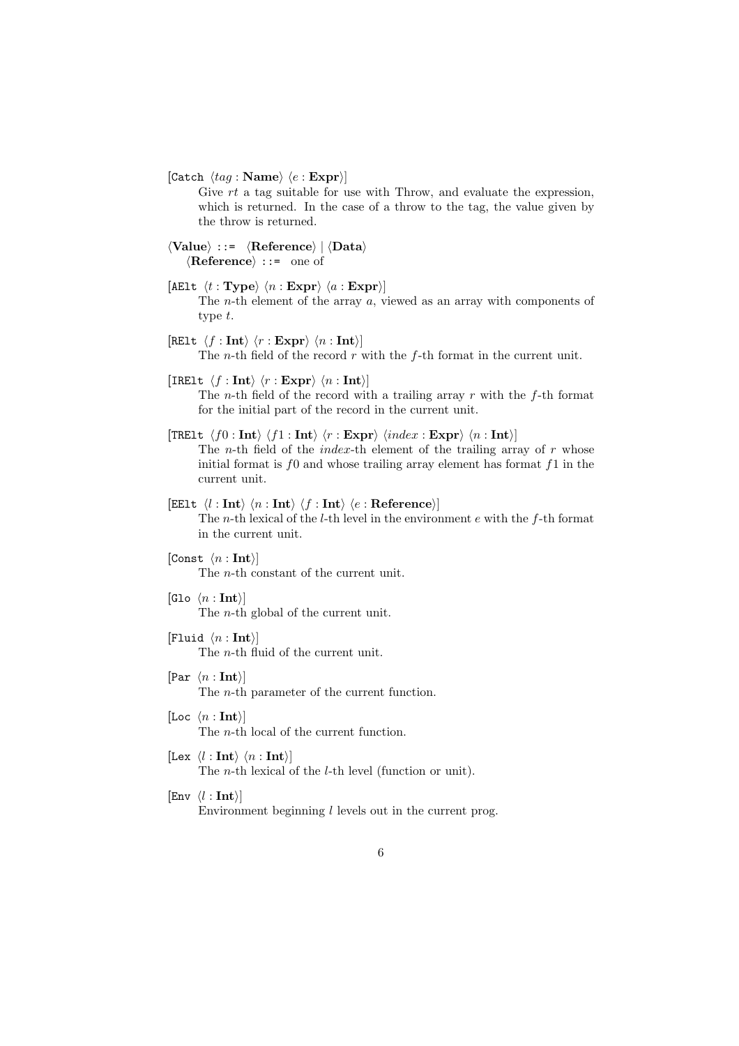[`Catch` ⟨*tag* : **Name**⟩ ⟨*e* : **Expr**⟩]

Give *rt* a tag suitable for use with Throw, and evaluate the expression, which is returned. In the case of a throw to the tag, the value given by the throw is returned.

⟨**Value**⟩ `::=` ⟨**Reference**⟩ | ⟨**Data**⟩

⟨**Reference**⟩ `::=` one of

[`AElt` ⟨*t* : **Type**⟩ ⟨*n* : **Expr**⟩ ⟨*a* : **Expr**⟩]

The *n*-th element of the array *a*, viewed as an array with components of type *t*.

[`RElt` ⟨*f* : **Int**⟩ ⟨*r* : **Expr**⟩ ⟨*n* : **Int**⟩]

The *n*-th field of the record *r* with the *f*-th format in the current unit.

[`IRElt` ⟨*f* : **Int**⟩ ⟨*r* : **Expr**⟩ ⟨*n* : **Int**⟩]

The *n*-th field of the record with a trailing array *r* with the *f*-th format for the initial part of the record in the current unit.

[`TRElt` ⟨*f*0 : **Int**⟩ ⟨*f*1 : **Int**⟩ ⟨*r* : **Expr**⟩ ⟨*index* : **Expr**⟩ ⟨*n* : **Int**⟩]

The *n*-th field of the *index*-th element of the trailing array of *r* whose initial format is *f*0 and whose trailing array element has format *f*1 in the current unit.

[`EElt` ⟨*l* : **Int**⟩ ⟨*n* : **Int**⟩ ⟨*f* : **Int**⟩ ⟨*e* : **Reference**⟩]

The *n*-th lexical of the *l*-th level in the environment *e* with the *f*-th format in the current unit.

[`Const` ⟨*n* : **Int**⟩]

The *n*-th constant of the current unit.

[`Glo` ⟨*n* : **Int**⟩]

The *n*-th global of the current unit.

[`Fluid` ⟨*n* : **Int**⟩]

The *n*-th fluid of the current unit.

[`Par` ⟨*n* : **Int**⟩]

The *n*-th parameter of the current function.

[`Loc` ⟨*n* : **Int**⟩]

The *n*-th local of the current function.

[`Lex` ⟨*l* : **Int**⟩ ⟨*n* : **Int**⟩]

The *n*-th lexical of the *l*-th level (function or unit).

[`Env` ⟨*l* : **Int**⟩]

Environment beginning *l* levels out in the current prog.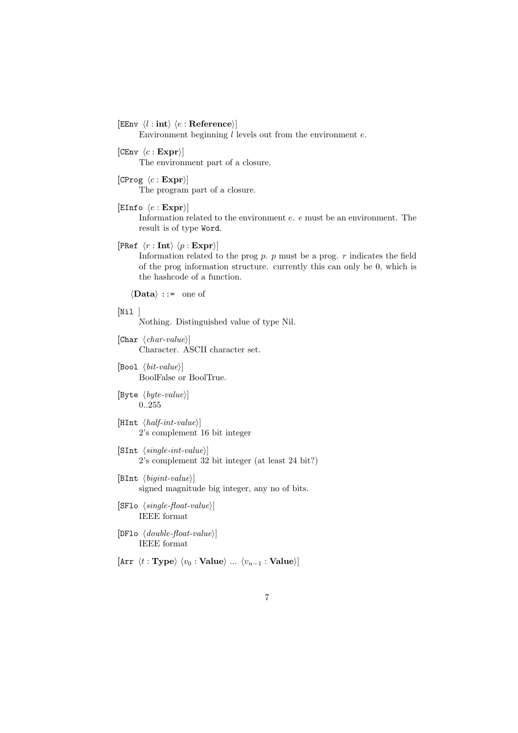[EEnv ⟨$l$ : **int**⟩ ⟨$e$ : **Reference**⟩]
: Environment beginning $l$ levels out from the environment $e$.

[CEnv ⟨$c$ : **Expr**⟩]
: The environment part of a closure.

[CProg ⟨$c$ : **Expr**⟩]
: The program part of a closure.

[EInfo ⟨$e$ : **Expr**⟩]
: Information related to the environment $e$. $e$ must be an environment. The result is of type `Word`.

[PRef ⟨$r$ : **Int**⟩ ⟨$p$ : **Expr**⟩]
: Information related to the prog $p$. $p$ must be a prog. $r$ indicates the field of the prog information structure. currently this can only be 0, which is the hashcode of a function.

⟨**Data**⟩ ::= one of

[Nil ]
: Nothing. Distinguished value of type Nil.

[Char ⟨*char-value*⟩]
: Character. ASCII character set.

[Bool ⟨*bit-value*⟩]
: BoolFalse or BoolTrue.

[Byte ⟨*byte-value*⟩]
: 0..255

[HInt ⟨*half-int-value*⟩]
: 2's complement 16 bit integer

[SInt ⟨*single-int-value*⟩]
: 2's complement 32 bit integer (at least 24 bit?)

[BInt ⟨*bigint-value*⟩]
: signed magnitude big integer, any no of bits.

[SFlo ⟨*single-float-value*⟩]
: IEEE format

[DFlo ⟨*double-float-value*⟩]
: IEEE format

[Arr ⟨$t$ : **Type**⟩ ⟨$v_0$ : **Value**⟩ ... ⟨$v_{n-1}$ : **Value**⟩]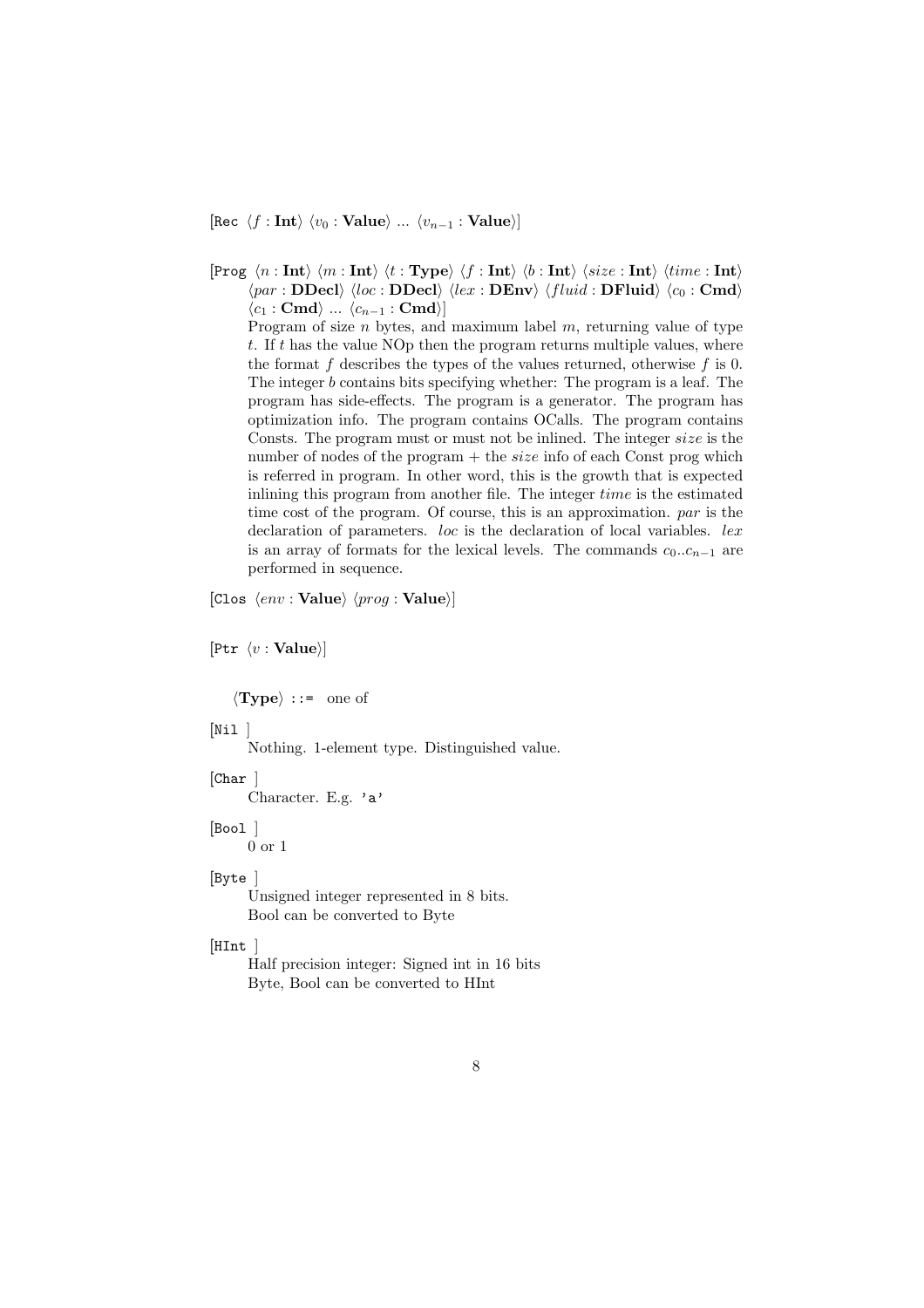[Rec ⟨$f$ : **Int**⟩ ⟨$v_0$ : **Value**⟩ ... ⟨$v_{n-1}$ : **Value**⟩]

[Prog ⟨$n$ : **Int**⟩ ⟨$m$ : **Int**⟩ ⟨$t$ : **Type**⟩ ⟨$f$ : **Int**⟩ ⟨$b$ : **Int**⟩ ⟨$size$ : **Int**⟩ ⟨$time$ : **Int**⟩ ⟨$par$ : **DDecl**⟩ ⟨$loc$ : **DDecl**⟩ ⟨$lex$ : **DEnv**⟩ ⟨$fluid$ : **DFluid**⟩ ⟨$c_0$ : **Cmd**⟩ ⟨$c_1$ : **Cmd**⟩ ... ⟨$c_{n-1}$ : **Cmd**⟩]

Program of size $n$ bytes, and maximum label $m$, returning value of type $t$. If $t$ has the value NOp then the program returns multiple values, where the format $f$ describes the types of the values returned, otherwise $f$ is 0. The integer $b$ contains bits specifying whether: The program is a leaf. The program has side-effects. The program is a generator. The program has optimization info. The program contains OCalls. The program contains Consts. The program must or must not be inlined. The integer $size$ is the number of nodes of the program + the $size$ info of each Const prog which is referred in program. In other word, this is the growth that is expected inlining this program from another file. The integer $time$ is the estimated time cost of the program. Of course, this is an approximation. $par$ is the declaration of parameters. $loc$ is the declaration of local variables. $lex$ is an array of formats for the lexical levels. The commands $c_0..c_{n-1}$ are performed in sequence.

[Clos ⟨$env$ : **Value**⟩ ⟨$prog$ : **Value**⟩]

[Ptr ⟨$v$ : **Value**⟩]

⟨**Type**⟩ ::= one of

[Nil ]
Nothing. 1-element type. Distinguished value.

[Char ]
Character. E.g. `'a'`

[Bool ]
0 or 1

[Byte ]
Unsigned integer represented in 8 bits.
Bool can be converted to Byte

[HInt ]
Half precision integer: Signed int in 16 bits
Byte, Bool can be converted to HInt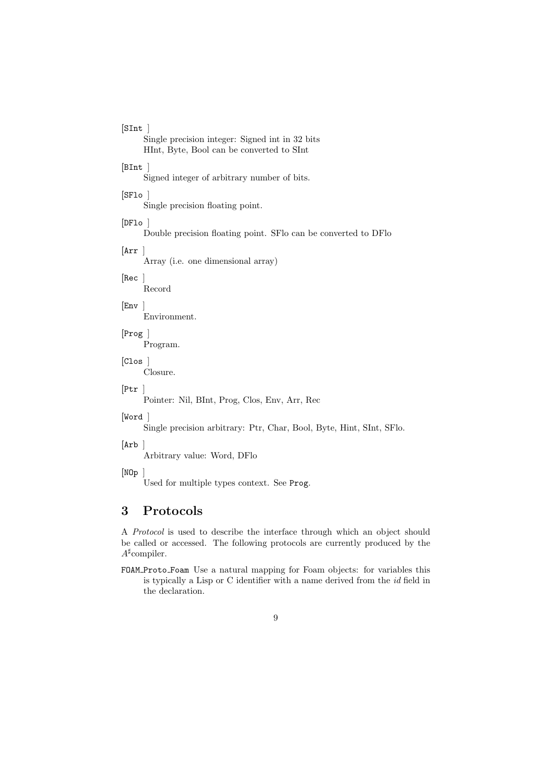[SInt ]
: Single precision integer: Signed int in 32 bits
  HInt, Byte, Bool can be converted to SInt

[BInt ]
: Signed integer of arbitrary number of bits.

[SFlo ]
: Single precision floating point.

[DFlo ]
: Double precision floating point. SFlo can be converted to DFlo

[Arr ]
: Array (i.e. one dimensional array)

[Rec ]
: Record

[Env ]
: Environment.

[Prog ]
: Program.

[Clos ]
: Closure.

[Ptr ]
: Pointer: Nil, BInt, Prog, Clos, Env, Arr, Rec

[Word ]
: Single precision arbitrary: Ptr, Char, Bool, Byte, Hint, SInt, SFlo.

[Arb ]
: Arbitrary value: Word, DFlo

[NOp ]
: Used for multiple types context. See `Prog`.

## 3 Protocols

A *Protocol* is used to describe the interface through which an object should be called or accessed. The following protocols are currently produced by the $A^\sharp$compiler.

`FOAM_Proto_Foam` Use a natural mapping for Foam objects: for variables this is typically a Lisp or C identifier with a name derived from the *id* field in the declaration.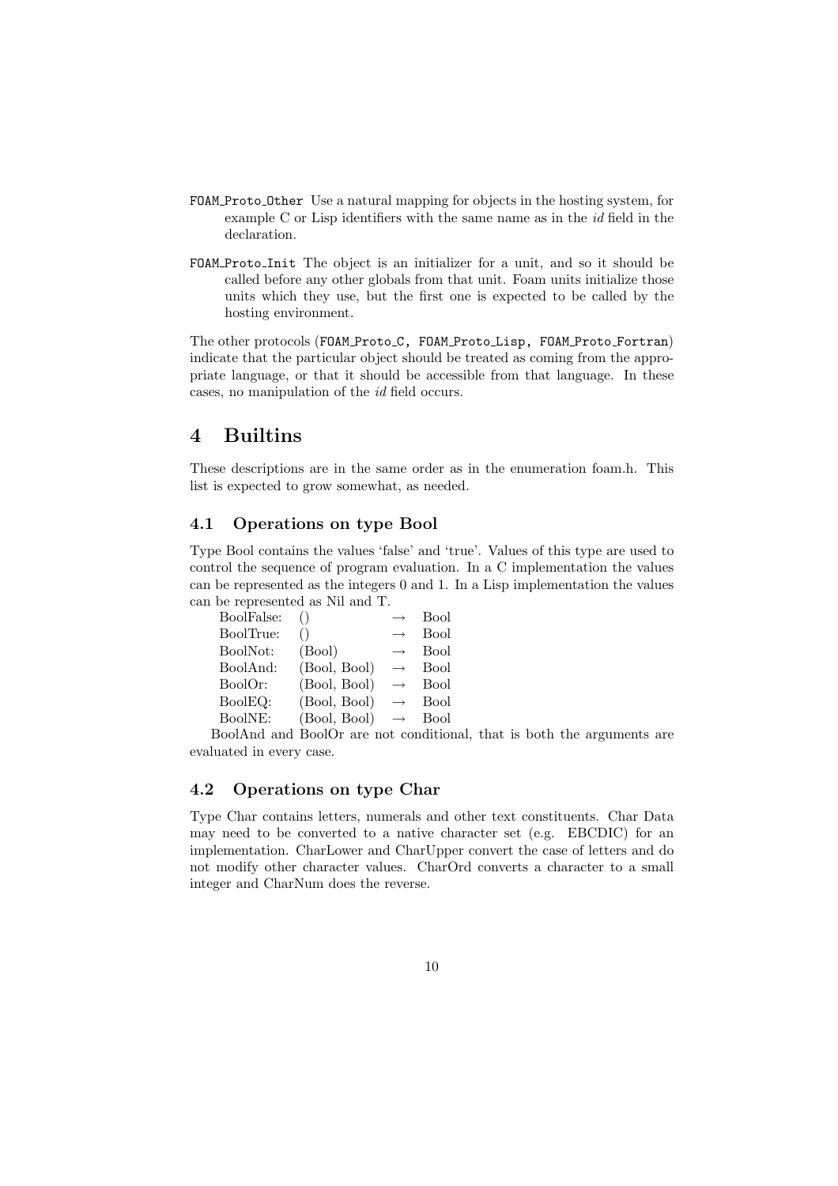`FOAM_Proto_Other` Use a natural mapping for objects in the hosting system, for example C or Lisp identifiers with the same name as in the *id* field in the declaration.

`FOAM_Proto_Init` The object is an initializer for a unit, and so it should be called before any other globals from that unit. Foam units initialize those units which they use, but the first one is expected to be called by the hosting environment.

The other protocols (`FOAM_Proto_C, FOAM_Proto_Lisp, FOAM_Proto_Fortran`) indicate that the particular object should be treated as coming from the appropriate language, or that it should be accessible from that language. In these cases, no manipulation of the *id* field occurs.

# 4 Builtins

These descriptions are in the same order as in the enumeration foam.h. This list is expected to grow somewhat, as needed.

## 4.1 Operations on type Bool

Type Bool contains the values 'false' and 'true'. Values of this type are used to control the sequence of program evaluation. In a C implementation the values can be represented as the integers 0 and 1. In a Lisp implementation the values can be represented as Nil and T.

| | | | |
|---|---|---|---|
| BoolFalse: | () | $\rightarrow$ | Bool |
| BoolTrue: | () | $\rightarrow$ | Bool |
| BoolNot: | (Bool) | $\rightarrow$ | Bool |
| BoolAnd: | (Bool, Bool) | $\rightarrow$ | Bool |
| BoolOr: | (Bool, Bool) | $\rightarrow$ | Bool |
| BoolEQ: | (Bool, Bool) | $\rightarrow$ | Bool |
| BoolNE: | (Bool, Bool) | $\rightarrow$ | Bool |

BoolAnd and BoolOr are not conditional, that is both the arguments are evaluated in every case.

## 4.2 Operations on type Char

Type Char contains letters, numerals and other text constituents. Char Data may need to be converted to a native character set (e.g. EBCDIC) for an implementation. CharLower and CharUpper convert the case of letters and do not modify other character values. CharOrd converts a character to a small integer and CharNum does the reverse.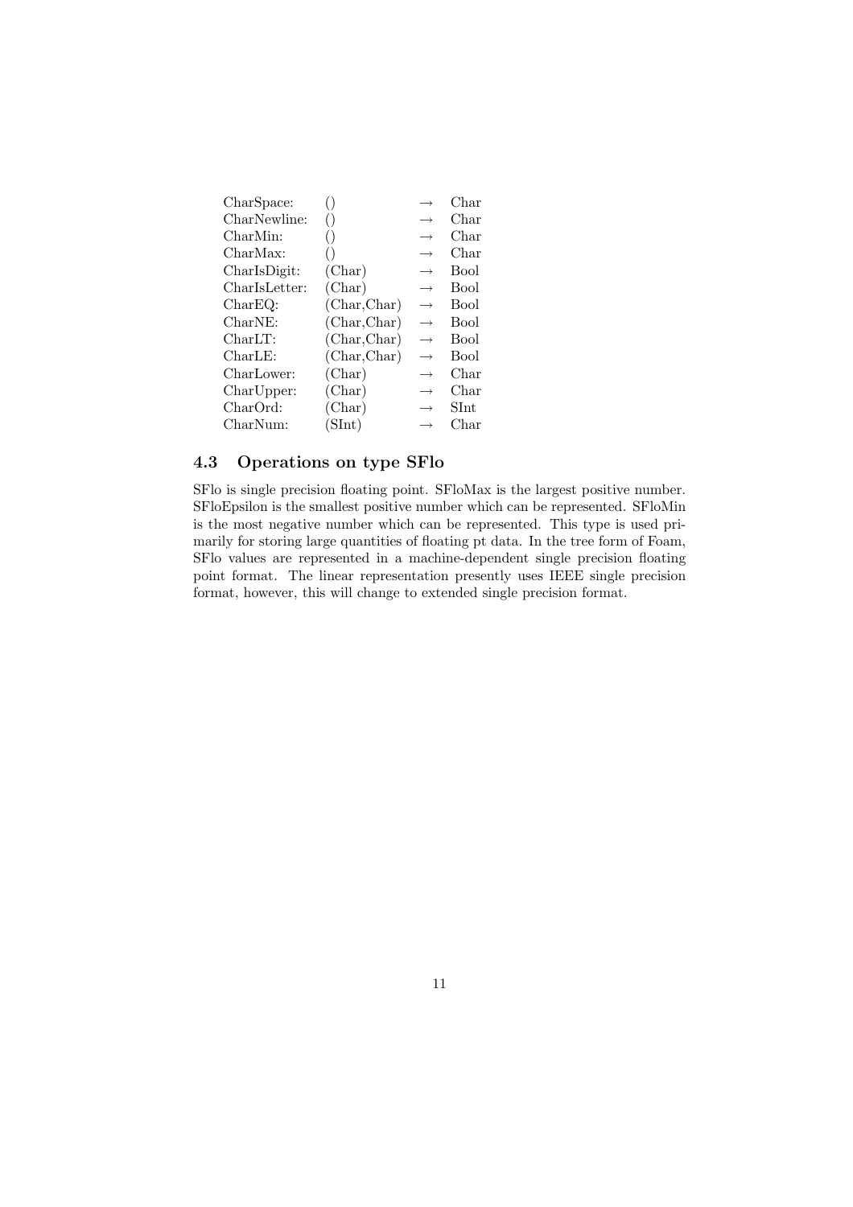| | | | |
|---|---|---|---|
| CharSpace: | () | $\rightarrow$ | Char |
| CharNewline: | () | $\rightarrow$ | Char |
| CharMin: | () | $\rightarrow$ | Char |
| CharMax: | () | $\rightarrow$ | Char |
| CharIsDigit: | (Char) | $\rightarrow$ | Bool |
| CharIsLetter: | (Char) | $\rightarrow$ | Bool |
| CharEQ: | (Char,Char) | $\rightarrow$ | Bool |
| CharNE: | (Char,Char) | $\rightarrow$ | Bool |
| CharLT: | (Char,Char) | $\rightarrow$ | Bool |
| CharLE: | (Char,Char) | $\rightarrow$ | Bool |
| CharLower: | (Char) | $\rightarrow$ | Char |
| CharUpper: | (Char) | $\rightarrow$ | Char |
| CharOrd: | (Char) | $\rightarrow$ | SInt |
| CharNum: | (SInt) | $\rightarrow$ | Char |

### 4.3 Operations on type SFlo

SFlo is single precision floating point. SFloMax is the largest positive number. SFloEpsilon is the smallest positive number which can be represented. SFloMin is the most negative number which can be represented. This type is used primarily for storing large quantities of floating pt data. In the tree form of Foam, SFlo values are represented in a machine-dependent single precision floating point format. The linear representation presently uses IEEE single precision format, however, this will change to extended single precision format.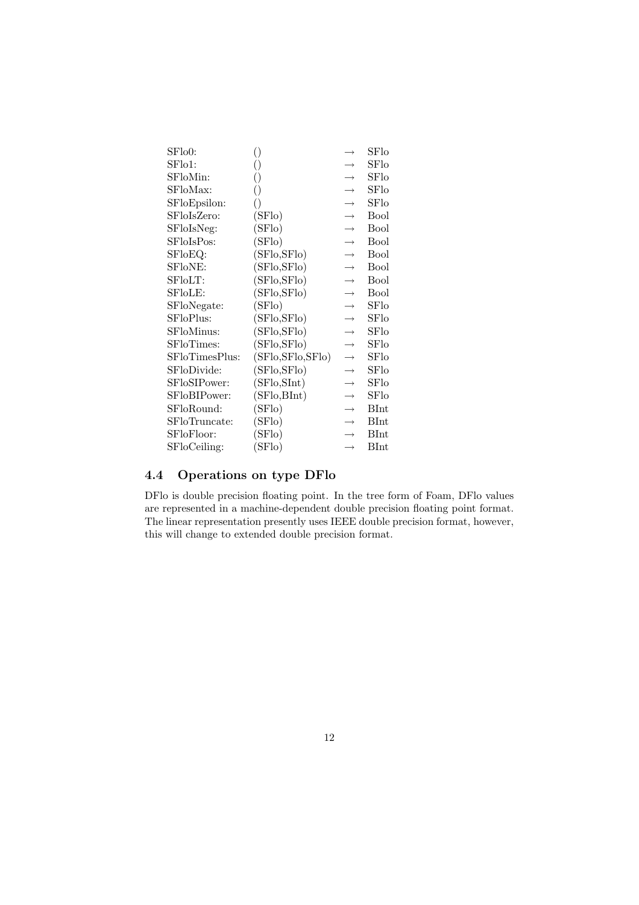| | | | |
|---|---|---|---|
| SFlo0: | () | $\rightarrow$ | SFlo |
| SFlo1: | () | $\rightarrow$ | SFlo |
| SFloMin: | () | $\rightarrow$ | SFlo |
| SFloMax: | () | $\rightarrow$ | SFlo |
| SFloEpsilon: | () | $\rightarrow$ | SFlo |
| SFloIsZero: | (SFlo) | $\rightarrow$ | Bool |
| SFloIsNeg: | (SFlo) | $\rightarrow$ | Bool |
| SFloIsPos: | (SFlo) | $\rightarrow$ | Bool |
| SFloEQ: | (SFlo,SFlo) | $\rightarrow$ | Bool |
| SFloNE: | (SFlo,SFlo) | $\rightarrow$ | Bool |
| SFloLT: | (SFlo,SFlo) | $\rightarrow$ | Bool |
| SFloLE: | (SFlo,SFlo) | $\rightarrow$ | Bool |
| SFloNegate: | (SFlo) | $\rightarrow$ | SFlo |
| SFloPlus: | (SFlo,SFlo) | $\rightarrow$ | SFlo |
| SFloMinus: | (SFlo,SFlo) | $\rightarrow$ | SFlo |
| SFloTimes: | (SFlo,SFlo) | $\rightarrow$ | SFlo |
| SFloTimesPlus: | (SFlo,SFlo,SFlo) | $\rightarrow$ | SFlo |
| SFloDivide: | (SFlo,SFlo) | $\rightarrow$ | SFlo |
| SFloSIPower: | (SFlo,SInt) | $\rightarrow$ | SFlo |
| SFloBIPower: | (SFlo,BInt) | $\rightarrow$ | SFlo |
| SFloRound: | (SFlo) | $\rightarrow$ | BInt |
| SFloTruncate: | (SFlo) | $\rightarrow$ | BInt |
| SFloFloor: | (SFlo) | $\rightarrow$ | BInt |
| SFloCeiling: | (SFlo) | $\rightarrow$ | BInt |

## 4.4 Operations on type DFlo

DFlo is double precision floating point. In the tree form of Foam, DFlo values are represented in a machine-dependent double precision floating point format. The linear representation presently uses IEEE double precision format, however, this will change to extended double precision format.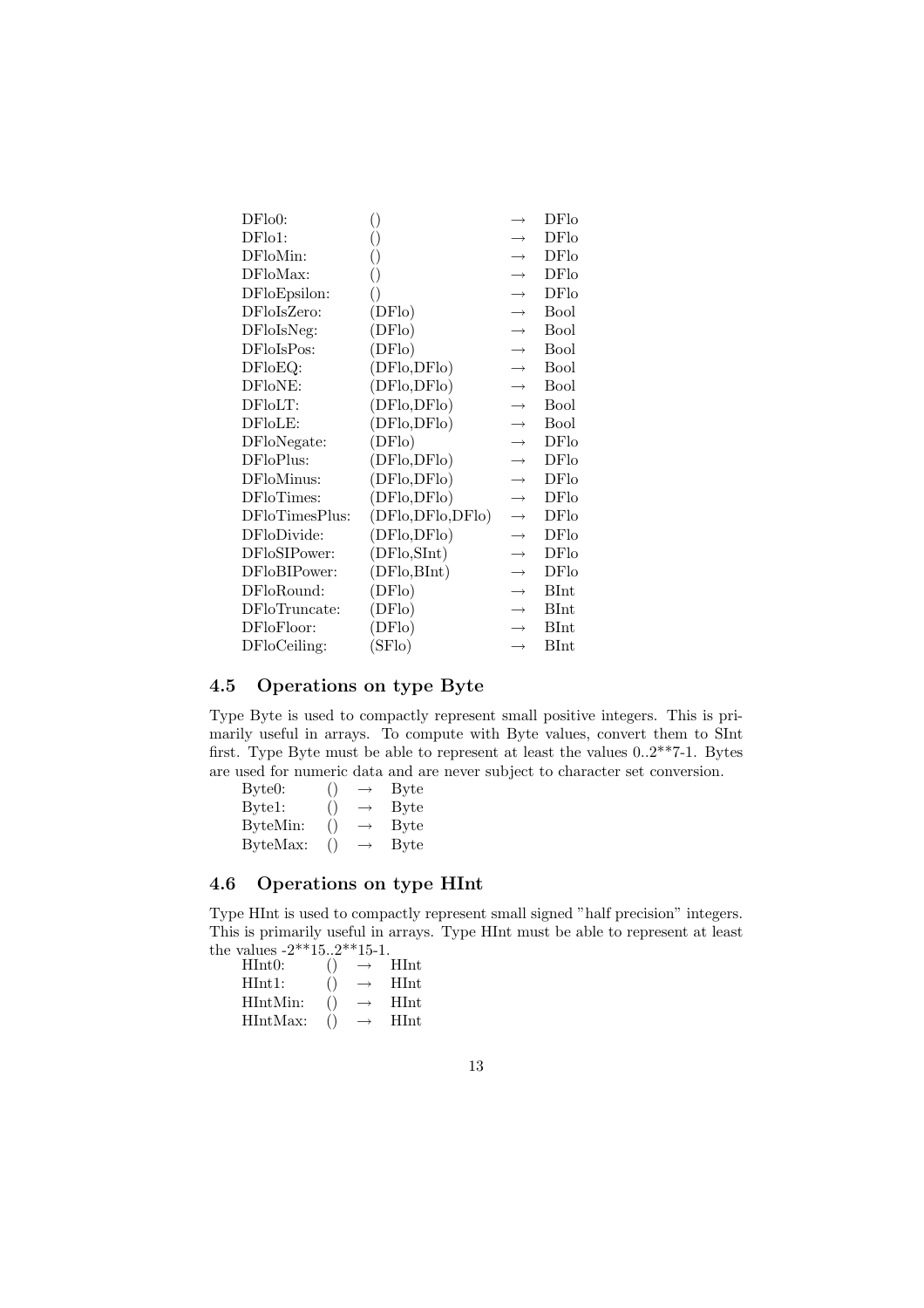| | | | |
|---|---|---|---|
| DFlo0: | () | → | DFlo |
| DFlo1: | () | → | DFlo |
| DFloMin: | () | → | DFlo |
| DFloMax: | () | → | DFlo |
| DFloEpsilon: | () | → | DFlo |
| DFloIsZero: | (DFlo) | → | Bool |
| DFloIsNeg: | (DFlo) | → | Bool |
| DFloIsPos: | (DFlo) | → | Bool |
| DFloEQ: | (DFlo,DFlo) | → | Bool |
| DFloNE: | (DFlo,DFlo) | → | Bool |
| DFloLT: | (DFlo,DFlo) | → | Bool |
| DFloLE: | (DFlo,DFlo) | → | Bool |
| DFloNegate: | (DFlo) | → | DFlo |
| DFloPlus: | (DFlo,DFlo) | → | DFlo |
| DFloMinus: | (DFlo,DFlo) | → | DFlo |
| DFloTimes: | (DFlo,DFlo) | → | DFlo |
| DFloTimesPlus: | (DFlo,DFlo,DFlo) | → | DFlo |
| DFloDivide: | (DFlo,DFlo) | → | DFlo |
| DFloSIPower: | (DFlo,SInt) | → | DFlo |
| DFloBIPower: | (DFlo,BInt) | → | DFlo |
| DFloRound: | (DFlo) | → | BInt |
| DFloTruncate: | (DFlo) | → | BInt |
| DFloFloor: | (DFlo) | → | BInt |
| DFloCeiling: | (SFlo) | → | BInt |

### 4.5 Operations on type Byte

Type Byte is used to compactly represent small positive integers. This is primarily useful in arrays. To compute with Byte values, convert them to SInt first. Type Byte must be able to represent at least the values 0..2**7-1. Bytes are used for numeric data and are never subject to character set conversion.

| | | | |
|---|---|---|---|
| Byte0: | () | → | Byte |
| Byte1: | () | → | Byte |
| ByteMin: | () | → | Byte |
| ByteMax: | () | → | Byte |

### 4.6 Operations on type HInt

Type HInt is used to compactly represent small signed "half precision" integers. This is primarily useful in arrays. Type HInt must be able to represent at least the values -2**15..2**15-1.

| | | | |
|---|---|---|---|
| HInt0: | () | → | HInt |
| HInt1: | () | → | HInt |
| HIntMin: | () | → | HInt |
| HIntMax: | () | → | HInt |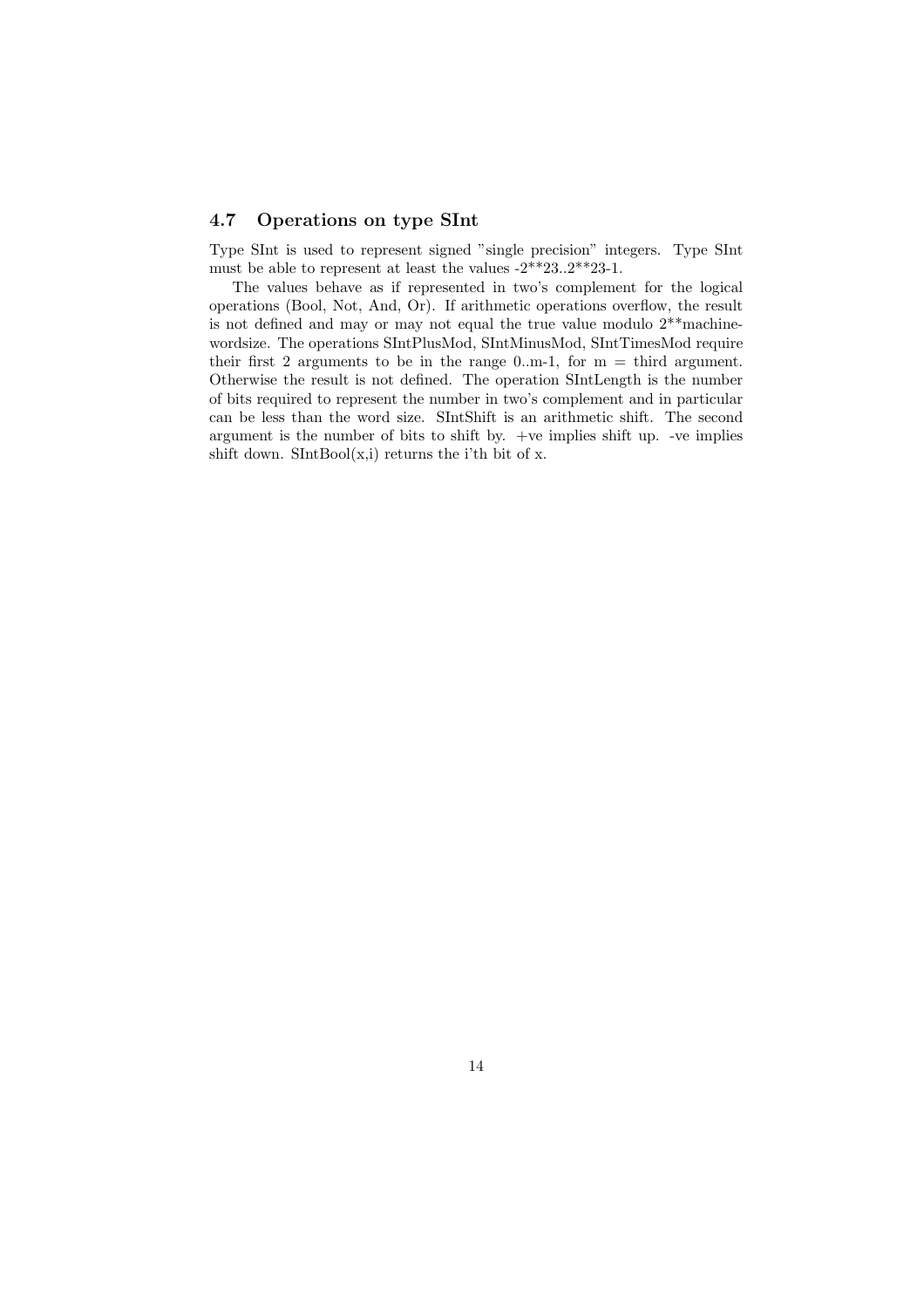### 4.7 Operations on type SInt

Type SInt is used to represent signed "single precision" integers. Type SInt must be able to represent at least the values -2**23..2**23-1.

The values behave as if represented in two's complement for the logical operations (Bool, Not, And, Or). If arithmetic operations overflow, the result is not defined and may or may not equal the true value modulo 2**machine-wordsize. The operations SIntPlusMod, SIntMinusMod, SIntTimesMod require their first 2 arguments to be in the range 0..m-1, for m = third argument. Otherwise the result is not defined. The operation SIntLength is the number of bits required to represent the number in two's complement and in particular can be less than the word size. SIntShift is an arithmetic shift. The second argument is the number of bits to shift by. +ve implies shift up. -ve implies shift down. SIntBool(x,i) returns the i'th bit of x.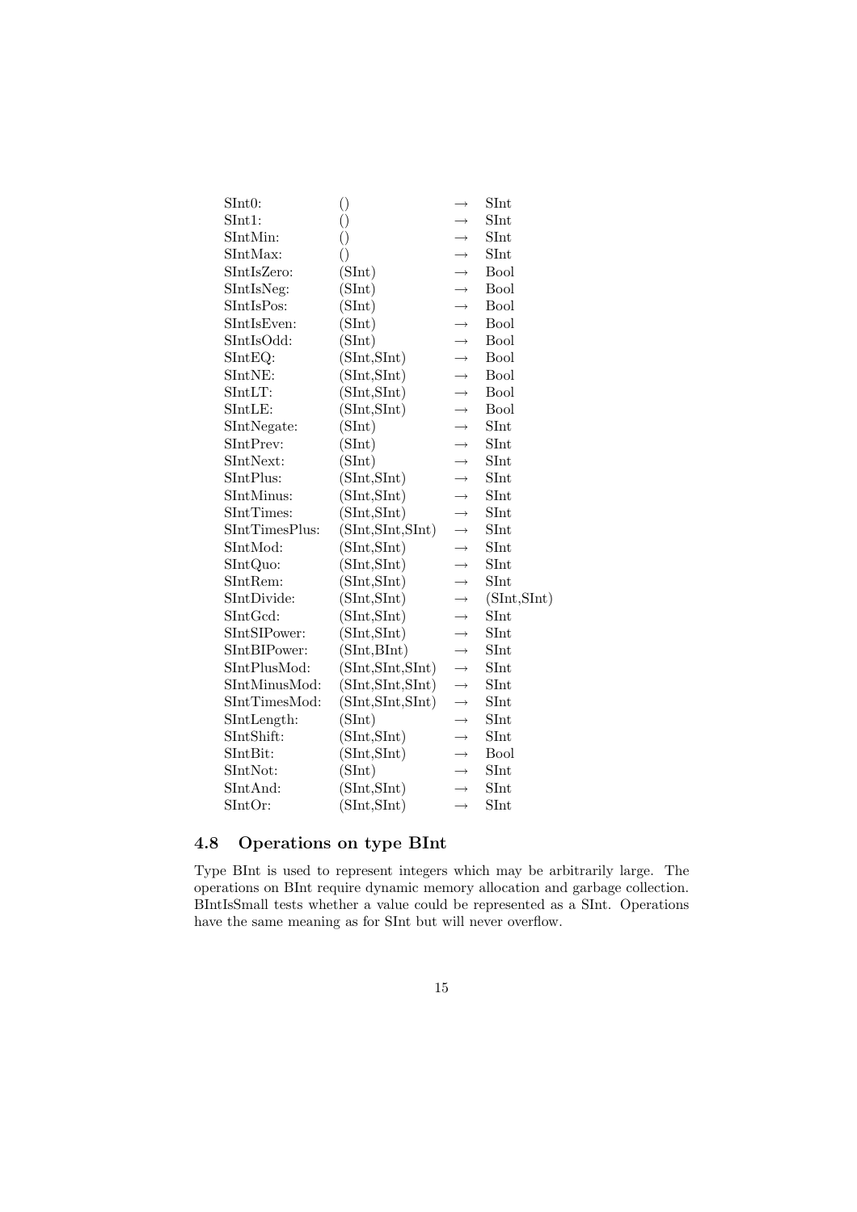| | | | |
|---|---|---|---|
| SInt0: | () | $\rightarrow$ | SInt |
| SInt1: | () | $\rightarrow$ | SInt |
| SIntMin: | () | $\rightarrow$ | SInt |
| SIntMax: | () | $\rightarrow$ | SInt |
| SIntIsZero: | (SInt) | $\rightarrow$ | Bool |
| SIntIsNeg: | (SInt) | $\rightarrow$ | Bool |
| SIntIsPos: | (SInt) | $\rightarrow$ | Bool |
| SIntIsEven: | (SInt) | $\rightarrow$ | Bool |
| SIntIsOdd: | (SInt) | $\rightarrow$ | Bool |
| SIntEQ: | (SInt,SInt) | $\rightarrow$ | Bool |
| SIntNE: | (SInt,SInt) | $\rightarrow$ | Bool |
| SIntLT: | (SInt,SInt) | $\rightarrow$ | Bool |
| SIntLE: | (SInt,SInt) | $\rightarrow$ | Bool |
| SIntNegate: | (SInt) | $\rightarrow$ | SInt |
| SIntPrev: | (SInt) | $\rightarrow$ | SInt |
| SIntNext: | (SInt) | $\rightarrow$ | SInt |
| SIntPlus: | (SInt,SInt) | $\rightarrow$ | SInt |
| SIntMinus: | (SInt,SInt) | $\rightarrow$ | SInt |
| SIntTimes: | (SInt,SInt) | $\rightarrow$ | SInt |
| SIntTimesPlus: | (SInt,SInt,SInt) | $\rightarrow$ | SInt |
| SIntMod: | (SInt,SInt) | $\rightarrow$ | SInt |
| SIntQuo: | (SInt,SInt) | $\rightarrow$ | SInt |
| SIntRem: | (SInt,SInt) | $\rightarrow$ | SInt |
| SIntDivide: | (SInt,SInt) | $\rightarrow$ | (SInt,SInt) |
| SIntGcd: | (SInt,SInt) | $\rightarrow$ | SInt |
| SIntSIPower: | (SInt,SInt) | $\rightarrow$ | SInt |
| SIntBIPower: | (SInt,BInt) | $\rightarrow$ | SInt |
| SIntPlusMod: | (SInt,SInt,SInt) | $\rightarrow$ | SInt |
| SIntMinusMod: | (SInt,SInt,SInt) | $\rightarrow$ | SInt |
| SIntTimesMod: | (SInt,SInt,SInt) | $\rightarrow$ | SInt |
| SIntLength: | (SInt) | $\rightarrow$ | SInt |
| SIntShift: | (SInt,SInt) | $\rightarrow$ | SInt |
| SIntBit: | (SInt,SInt) | $\rightarrow$ | Bool |
| SIntNot: | (SInt) | $\rightarrow$ | SInt |
| SIntAnd: | (SInt,SInt) | $\rightarrow$ | SInt |
| SIntOr: | (SInt,SInt) | $\rightarrow$ | SInt |

## 4.8 Operations on type BInt

Type BInt is used to represent integers which may be arbitrarily large. The operations on BInt require dynamic memory allocation and garbage collection. BIntIsSmall tests whether a value could be represented as a SInt. Operations have the same meaning as for SInt but will never overflow.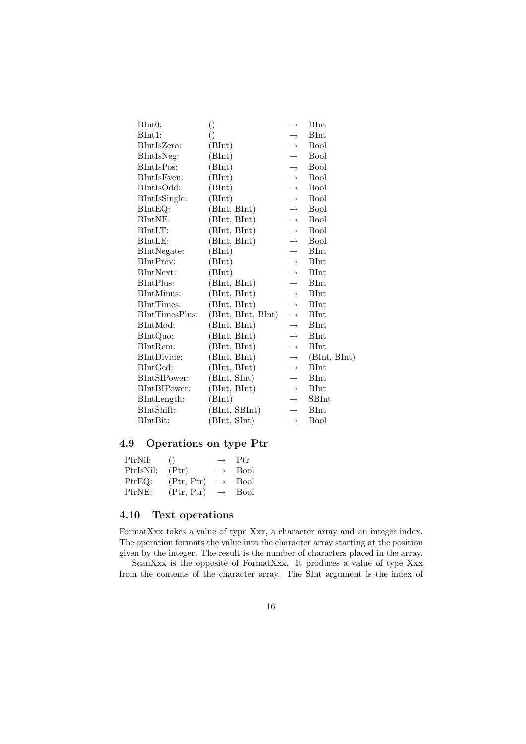| | | | |
|---|---|---|---|
| BInt0: | () | → | BInt |
| BInt1: | () | → | BInt |
| BIntIsZero: | (BInt) | → | Bool |
| BIntIsNeg: | (BInt) | → | Bool |
| BIntIsPos: | (BInt) | → | Bool |
| BIntIsEven: | (BInt) | → | Bool |
| BIntIsOdd: | (BInt) | → | Bool |
| BIntIsSingle: | (BInt) | → | Bool |
| BIntEQ: | (BInt, BInt) | → | Bool |
| BIntNE: | (BInt, BInt) | → | Bool |
| BIntLT: | (BInt, BInt) | → | Bool |
| BIntLE: | (BInt, BInt) | → | Bool |
| BIntNegate: | (BInt) | → | BInt |
| BIntPrev: | (BInt) | → | BInt |
| BIntNext: | (BInt) | → | BInt |
| BIntPlus: | (BInt, BInt) | → | BInt |
| BIntMinus: | (BInt, BInt) | → | BInt |
| BIntTimes: | (BInt, BInt) | → | BInt |
| BIntTimesPlus: | (BInt, BInt, BInt) | → | BInt |
| BIntMod: | (BInt, BInt) | → | BInt |
| BIntQuo: | (BInt, BInt) | → | BInt |
| BIntRem: | (BInt, BInt) | → | BInt |
| BIntDivide: | (BInt, BInt) | → | (BInt, BInt) |
| BIntGcd: | (BInt, BInt) | → | BInt |
| BIntSIPower: | (BInt, SInt) | → | BInt |
| BIntBIPower: | (BInt, BInt) | → | BInt |
| BIntLength: | (BInt) | → | SBInt |
| BIntShift: | (BInt, SBInt) | → | BInt |
| BIntBit: | (BInt, SInt) | → | Bool |

## 4.9 Operations on type Ptr

| | | | |
|---|---|---|---|
| PtrNil: | () | → | Ptr |
| PtrIsNil: | (Ptr) | → | Bool |
| PtrEQ: | (Ptr, Ptr) | → | Bool |
| PtrNE: | (Ptr, Ptr) | → | Bool |

## 4.10 Text operations

FormatXxx takes a value of type Xxx, a character array and an integer index. The operation formats the value into the character array starting at the position given by the integer. The result is the number of characters placed in the array.

ScanXxx is the opposite of FormatXxx. It produces a value of type Xxx from the contents of the character array. The SInt argument is the index of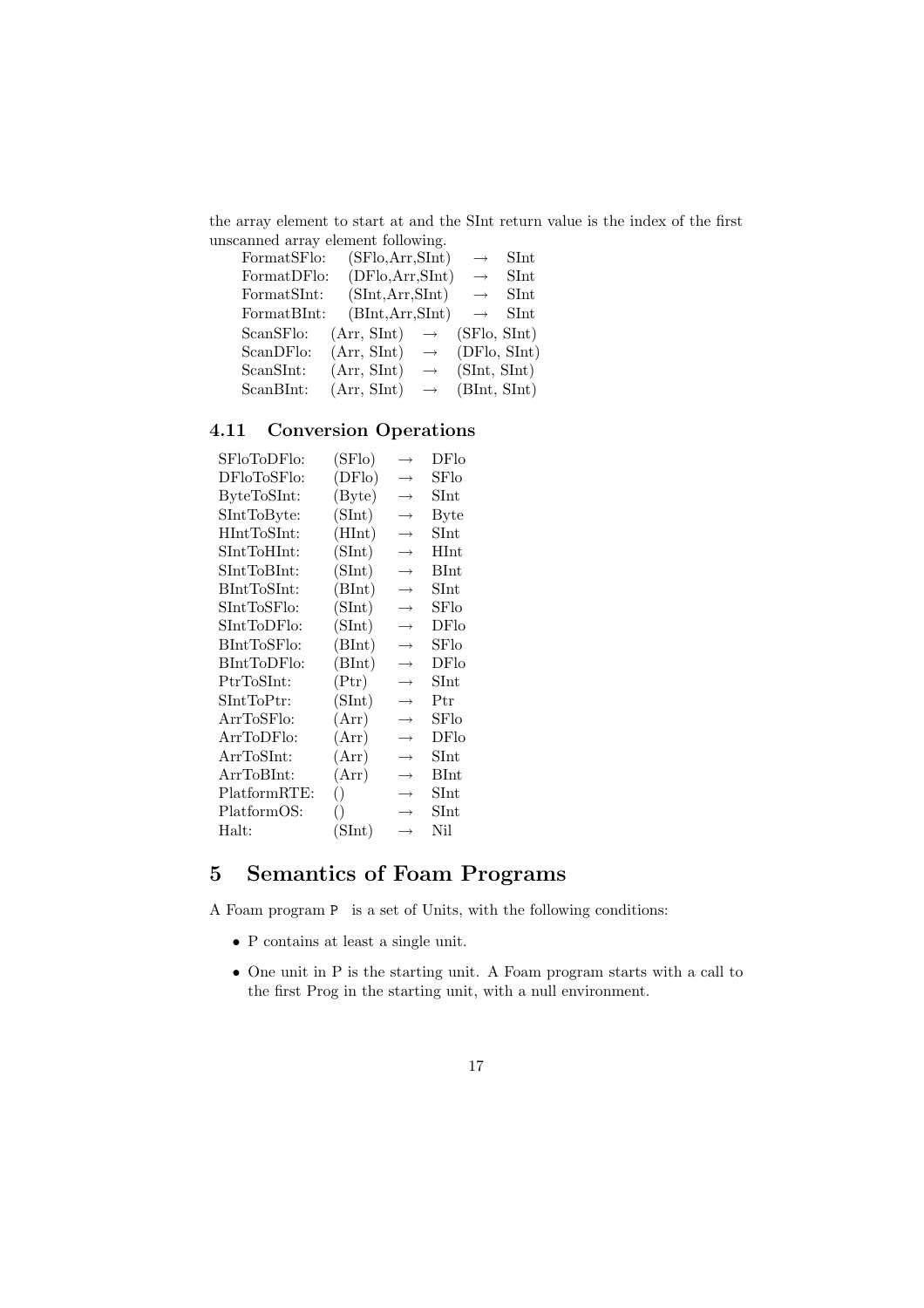the array element to start at and the SInt return value is the index of the first unscanned array element following.

| | | | |
|---|---|---|---|
| FormatSFlo: | (SFlo,Arr,SInt) | → | SInt |
| FormatDFlo: | (DFlo,Arr,SInt) | → | SInt |
| FormatSInt: | (SInt,Arr,SInt) | → | SInt |
| FormatBInt: | (BInt,Arr,SInt) | → | SInt |
| ScanSFlo: | (Arr, SInt) | → | (SFlo, SInt) |
| ScanDFlo: | (Arr, SInt) | → | (DFlo, SInt) |
| ScanSInt: | (Arr, SInt) | → | (SInt, SInt) |
| ScanBInt: | (Arr, SInt) | → | (BInt, SInt) |

### 4.11 Conversion Operations

| | | | |
|---|---|---|---|
| SFloToDFlo: | (SFlo) | → | DFlo |
| DFloToSFlo: | (DFlo) | → | SFlo |
| ByteToSInt: | (Byte) | → | SInt |
| SIntToByte: | (SInt) | → | Byte |
| HIntToSInt: | (HInt) | → | SInt |
| SIntToHInt: | (SInt) | → | HInt |
| SIntToBInt: | (SInt) | → | BInt |
| BIntToSInt: | (BInt) | → | SInt |
| SIntToSFlo: | (SInt) | → | SFlo |
| SIntToDFlo: | (SInt) | → | DFlo |
| BIntToSFlo: | (BInt) | → | SFlo |
| BIntToDFlo: | (BInt) | → | DFlo |
| PtrToSInt: | (Ptr) | → | SInt |
| SIntToPtr: | (SInt) | → | Ptr |
| ArrToSFlo: | (Arr) | → | SFlo |
| ArrToDFlo: | (Arr) | → | DFlo |
| ArrToSInt: | (Arr) | → | SInt |
| ArrToBInt: | (Arr) | → | BInt |
| PlatformRTE: | () | → | SInt |
| PlatformOS: | () | → | SInt |
| Halt: | (SInt) | → | Nil |

## 5 Semantics of Foam Programs

A Foam program `P` is a set of Units, with the following conditions:

- P contains at least a single unit.
- One unit in P is the starting unit. A Foam program starts with a call to the first Prog in the starting unit, with a null environment.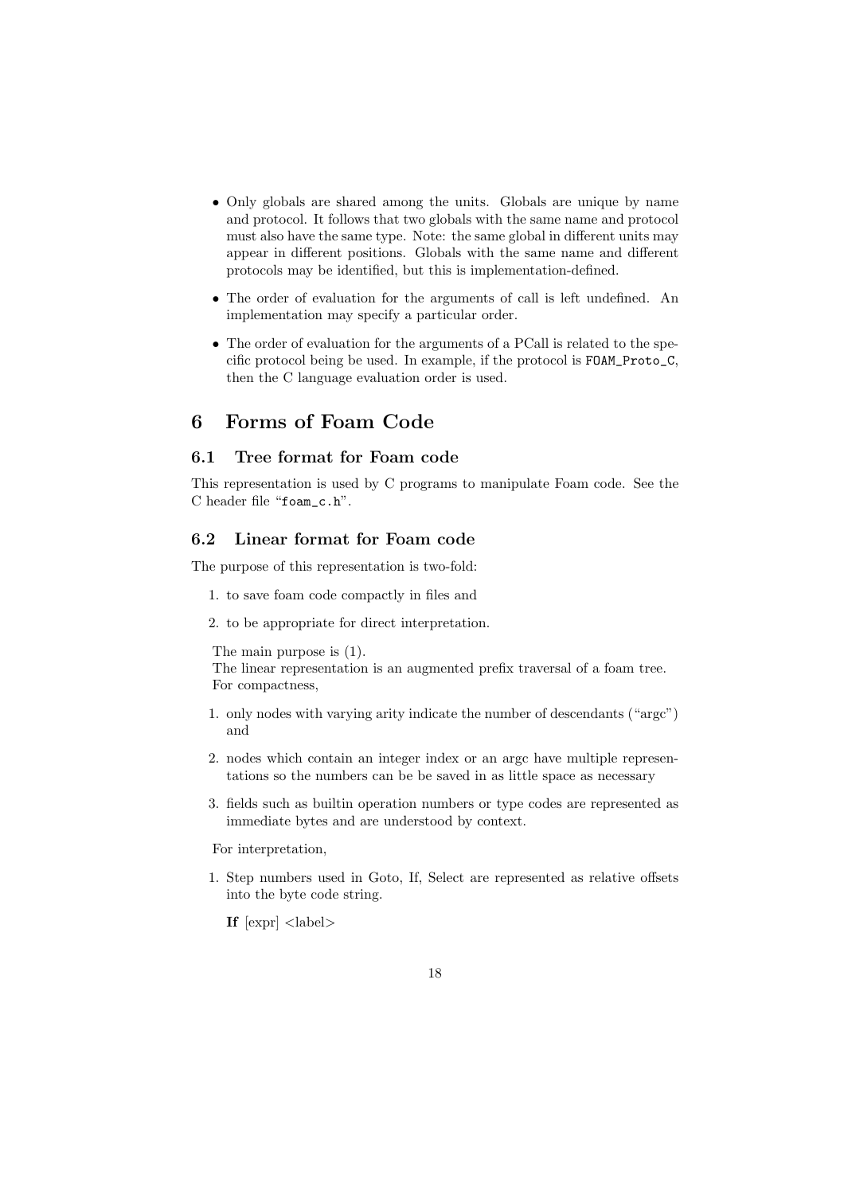- Only globals are shared among the units. Globals are unique by name and protocol. It follows that two globals with the same name and protocol must also have the same type. Note: the same global in different units may appear in different positions. Globals with the same name and different protocols may be identified, but this is implementation-defined.
- The order of evaluation for the arguments of call is left undefined. An implementation may specify a particular order.
- The order of evaluation for the arguments of a PCall is related to the specific protocol being be used. In example, if the protocol is `FOAM_Proto_C`, then the C language evaluation order is used.

# 6 Forms of Foam Code

## 6.1 Tree format for Foam code

This representation is used by C programs to manipulate Foam code. See the C header file "`foam_c.h`".

## 6.2 Linear format for Foam code

The purpose of this representation is two-fold:

1. to save foam code compactly in files and
2. to be appropriate for direct interpretation.

The main purpose is (1).
The linear representation is an augmented prefix traversal of a foam tree.
For compactness,

1. only nodes with varying arity indicate the number of descendants ("argc") and
2. nodes which contain an integer index or an argc have multiple representations so the numbers can be be saved in as little space as necessary
3. fields such as builtin operation numbers or type codes are represented as immediate bytes and are understood by context.

For interpretation,

1. Step numbers used in Goto, If, Select are represented as relative offsets into the byte code string.

   **If** [expr] <label>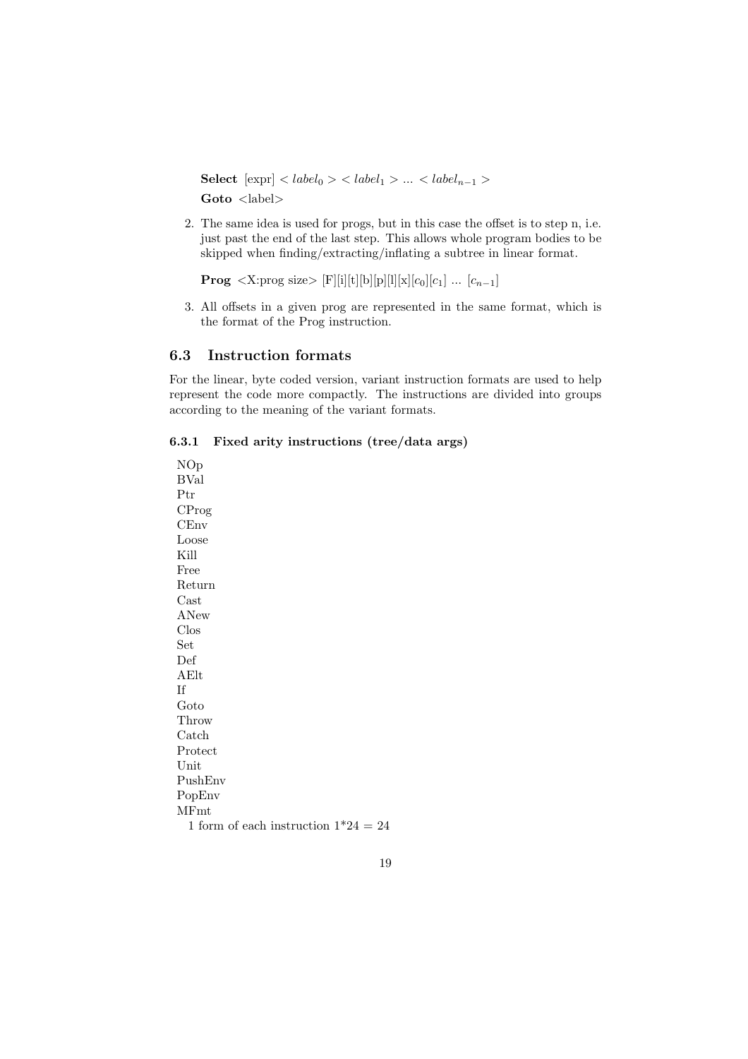**Select** [expr] $< label_0 > < label_1 > ... < label_{n-1} >$

**Goto** <label>

2. The same idea is used for progs, but in this case the offset is to step n, i.e. just past the end of the last step. This allows whole program bodies to be skipped when finding/extracting/inflating a subtree in linear format.

   **Prog** <X:prog size> [F][i][t][b][p][l][x][$c_0$][$c_1$] ... [$c_{n-1}$]

3. All offsets in a given prog are represented in the same format, which is the format of the Prog instruction.

## 6.3 Instruction formats

For the linear, byte coded version, variant instruction formats are used to help represent the code more compactly. The instructions are divided into groups according to the meaning of the variant formats.

### 6.3.1 Fixed arity instructions (tree/data args)

NOp
BVal
Ptr
CProg
CEnv
Loose
Kill
Free
Return
Cast
ANew
Clos
Set
Def
AElt
If
Goto
Throw
Catch
Protect
Unit
PushEnv
PopEnv
MFmt

1 form of each instruction 1*24 = 24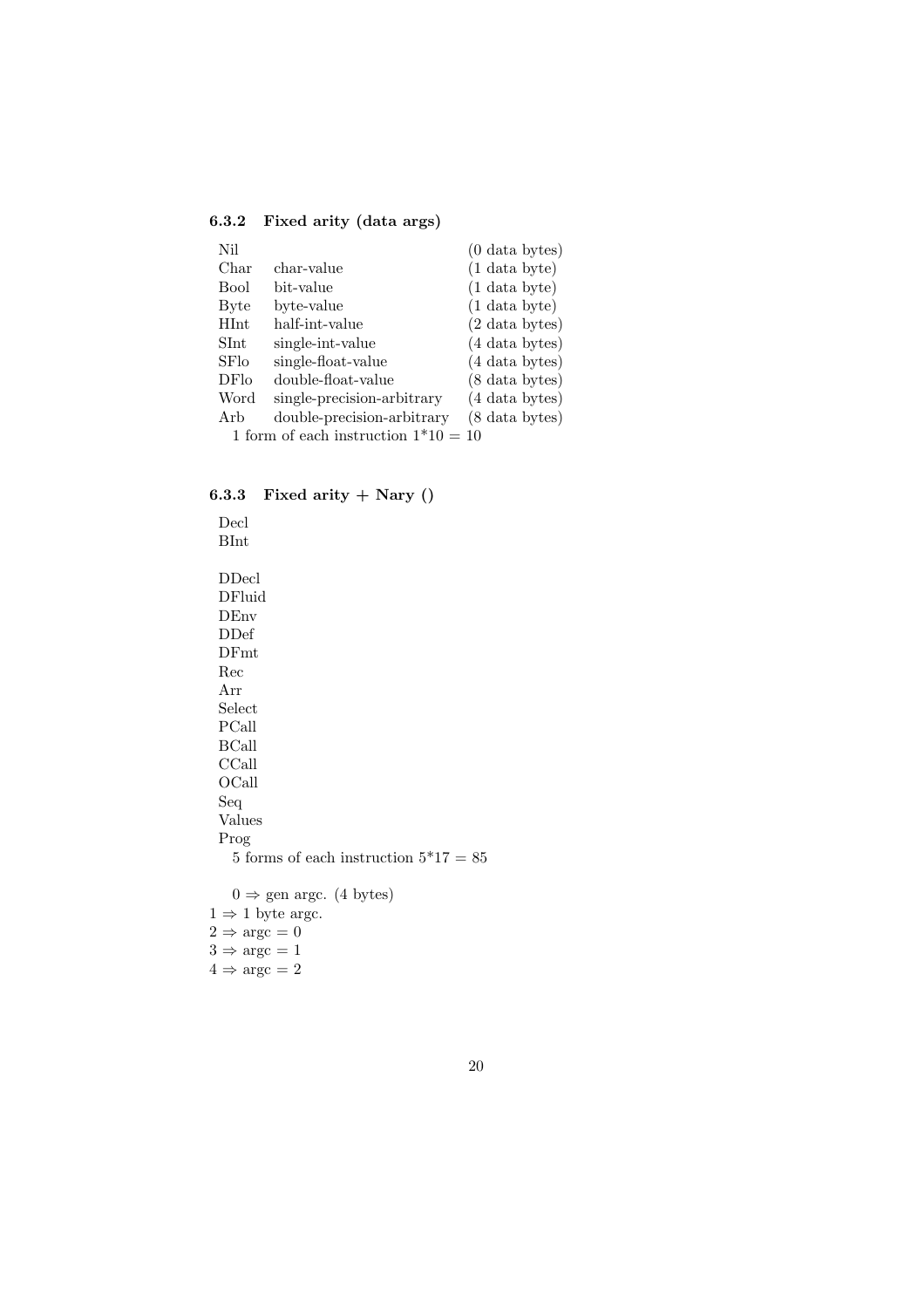### 6.3.2 Fixed arity (data args)

| | | |
|---|---|---|
| Nil | | (0 data bytes) |
| Char | char-value | (1 data byte) |
| Bool | bit-value | (1 data byte) |
| Byte | byte-value | (1 data byte) |
| HInt | half-int-value | (2 data bytes) |
| SInt | single-int-value | (4 data bytes) |
| SFlo | single-float-value | (4 data bytes) |
| DFlo | double-float-value | (8 data bytes) |
| Word | single-precision-arbitrary | (4 data bytes) |
| Arb | double-precision-arbitrary | (8 data bytes) |

1 form of each instruction 1*10 = 10

### 6.3.3 Fixed arity + Nary ()

Decl
BInt

DDecl
DFluid
DEnv
DDef
DFmt
Rec
Arr
Select
PCall
BCall
CCall
OCall
Seq
Values
Prog

5 forms of each instruction 5*17 = 85

0 ⇒ gen argc. (4 bytes)
1 ⇒ 1 byte argc.
2 ⇒ argc = 0
3 ⇒ argc = 1
4 ⇒ argc = 2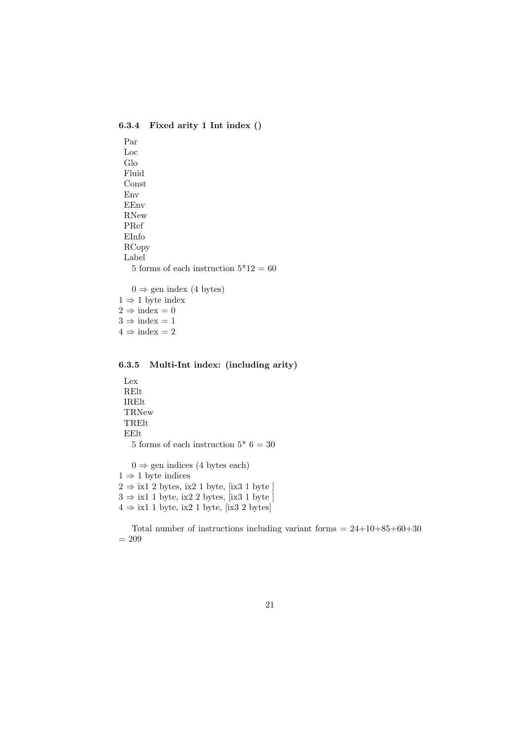### 6.3.4 Fixed arity 1 Int index ()

Par
Loc
Glo
Fluid
Const
Env
EEnv
RNew
PRef
EInfo
RCopy
Label

5 forms of each instruction 5*12 = 60

0 ⇒ gen index (4 bytes)
1 ⇒ 1 byte index
2 ⇒ index = 0
3 ⇒ index = 1
4 ⇒ index = 2

### 6.3.5 Multi-Int index: (including arity)

Lex
RElt
IRElt
TRNew
TRElt
EElt

5 forms of each instruction 5* 6 = 30

0 ⇒ gen indices (4 bytes each)
1 ⇒ 1 byte indices
2 ⇒ ix1 2 bytes, ix2 1 byte, [ix3 1 byte ]
3 ⇒ ix1 1 byte, ix2 2 bytes, [ix3 1 byte ]
4 ⇒ ix1 1 byte, ix2 1 byte, [ix3 2 bytes]

Total number of instructions including variant forms = 24+10+85+60+30 = 209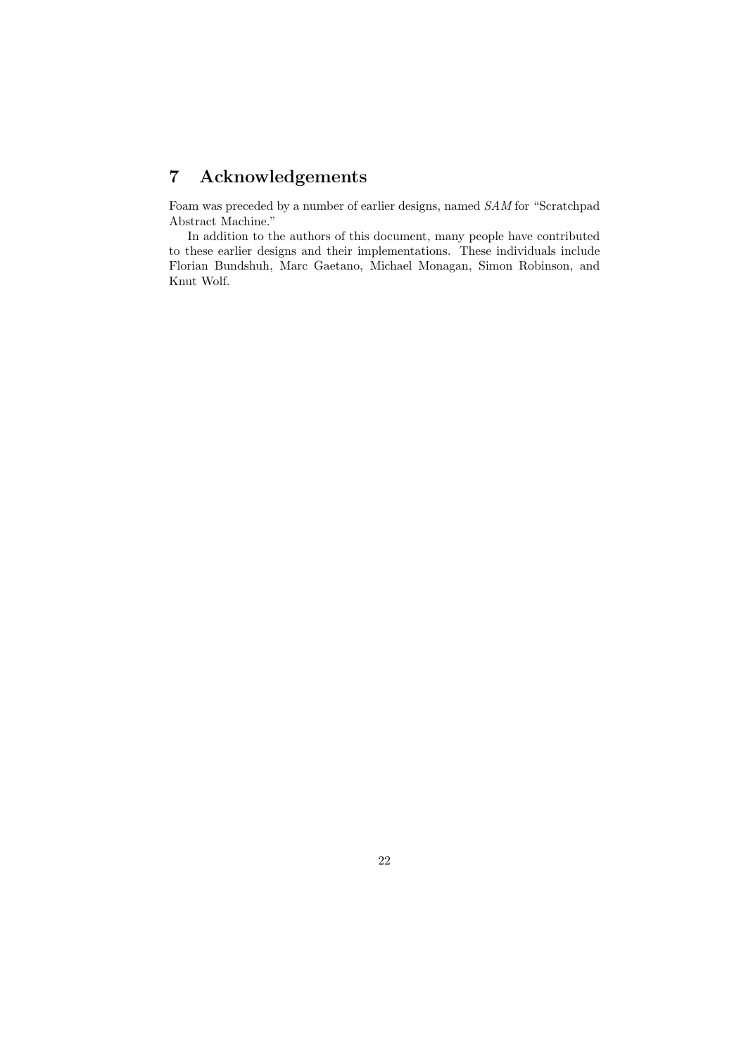## 7 Acknowledgements

Foam was preceded by a number of earlier designs, named *SAM* for "Scratchpad Abstract Machine."

In addition to the authors of this document, many people have contributed to these earlier designs and their implementations. These individuals include Florian Bundshuh, Marc Gaetano, Michael Monagan, Simon Robinson, and Knut Wolf.